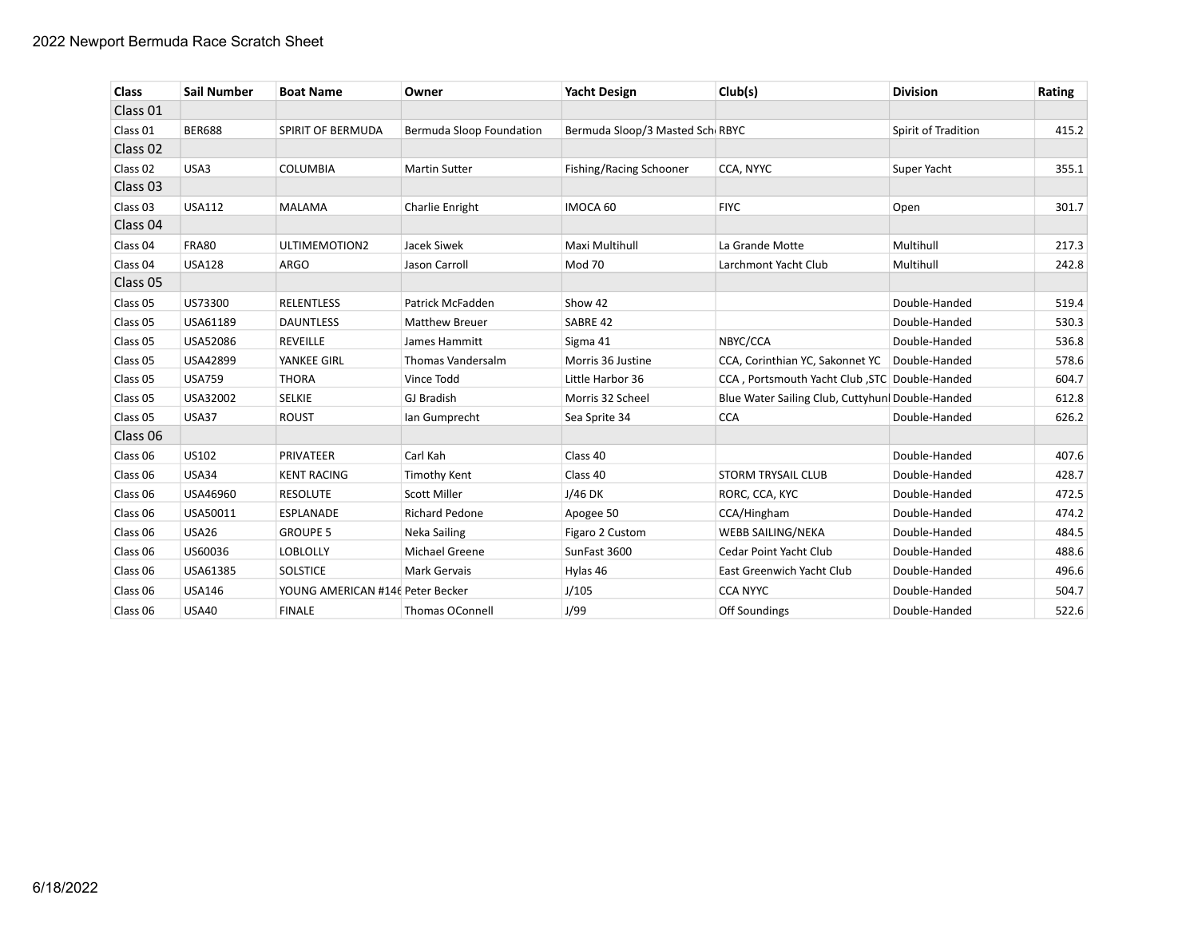# 2022 Newport Bermuda Race Scratch Sheet

| Class | Sail Number | Boat Name | Owner | Yacht Design | Club(s) | Division | Rating |
|---|---|---|---|---|---|---|---|
| Class 01 | | | | | | | |
| Class 01 | BER688 | SPIRIT OF BERMUDA | Bermuda Sloop Foundation | Bermuda Sloop/3 Masted Sch | RBYC | Spirit of Tradition | 415.2 |
| Class 02 | | | | | | | |
| Class 02 | USA3 | COLUMBIA | Martin Sutter | Fishing/Racing Schooner | CCA, NYYC | Super Yacht | 355.1 |
| Class 03 | | | | | | | |
| Class 03 | USA112 | MALAMA | Charlie Enright | IMOCA 60 | FIYC | Open | 301.7 |
| Class 04 | | | | | | | |
| Class 04 | FRA80 | ULTIMEMOTION2 | Jacek Siwek | Maxi Multihull | La Grande Motte | Multihull | 217.3 |
| Class 04 | USA128 | ARGO | Jason Carroll | Mod 70 | Larchmont Yacht Club | Multihull | 242.8 |
| Class 05 | | | | | | | |
| Class 05 | US73300 | RELENTLESS | Patrick McFadden | Show 42 | | Double-Handed | 519.4 |
| Class 05 | USA61189 | DAUNTLESS | Matthew Breuer | SABRE 42 | | Double-Handed | 530.3 |
| Class 05 | USA52086 | REVEILLE | James Hammitt | Sigma 41 | NBYC/CCA | Double-Handed | 536.8 |
| Class 05 | USA42899 | YANKEE GIRL | Thomas Vandersalm | Morris 36 Justine | CCA, Corinthian YC, Sakonnet YC | Double-Handed | 578.6 |
| Class 05 | USA759 | THORA | Vince Todd | Little Harbor 36 | CCA , Portsmouth Yacht Club ,STC | Double-Handed | 604.7 |
| Class 05 | USA32002 | SELKIE | GJ Bradish | Morris 32 Scheel | Blue Water Sailing Club, Cuttyhun | Double-Handed | 612.8 |
| Class 05 | USA37 | ROUST | Ian Gumprecht | Sea Sprite 34 | CCA | Double-Handed | 626.2 |
| Class 06 | | | | | | | |
| Class 06 | US102 | PRIVATEER | Carl Kah | Class 40 | | Double-Handed | 407.6 |
| Class 06 | USA34 | KENT RACING | Timothy Kent | Class 40 | STORM TRYSAIL CLUB | Double-Handed | 428.7 |
| Class 06 | USA46960 | RESOLUTE | Scott Miller | J/46 DK | RORC, CCA, KYC | Double-Handed | 472.5 |
| Class 06 | USA50011 | ESPLANADE | Richard Pedone | Apogee 50 | CCA/Hingham | Double-Handed | 474.2 |
| Class 06 | USA26 | GROUPE 5 | Neka Sailing | Figaro 2 Custom | WEBB SAILING/NEKA | Double-Handed | 484.5 |
| Class 06 | US60036 | LOBLOLLY | Michael Greene | SunFast 3600 | Cedar Point Yacht Club | Double-Handed | 488.6 |
| Class 06 | USA61385 | SOLSTICE | Mark Gervais | Hylas 46 | East Greenwich Yacht Club | Double-Handed | 496.6 |
| Class 06 | USA146 | YOUNG AMERICAN #146 | Peter Becker | J/105 | CCA NYYC | Double-Handed | 504.7 |
| Class 06 | USA40 | FINALE | Thomas OConnell | J/99 | Off Soundings | Double-Handed | 522.6 |

6/18/2022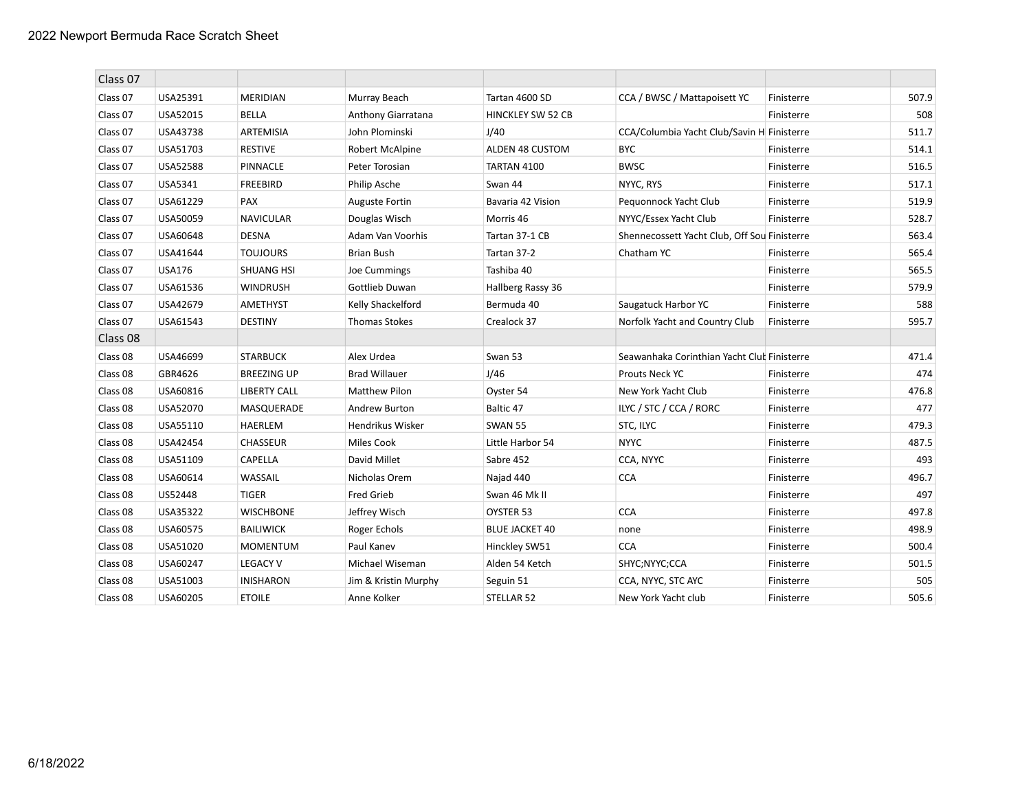2022 Newport Bermuda Race Scratch Sheet

| Class 07 | | | | | | | |
|---|---|---|---|---|---|---|---|
| Class 07 | USA25391 | MERIDIAN | Murray Beach | Tartan 4600 SD | CCA / BWSC / Mattapoisett YC | Finisterre | 507.9 |
| Class 07 | USA52015 | BELLA | Anthony Giarratana | HINCKLEY SW 52 CB | | Finisterre | 508 |
| Class 07 | USA43738 | ARTEMISIA | John Plominski | J/40 | CCA/Columbia Yacht Club/Savin H | Finisterre | 511.7 |
| Class 07 | USA51703 | RESTIVE | Robert McAlpine | ALDEN 48 CUSTOM | BYC | Finisterre | 514.1 |
| Class 07 | USA52588 | PINNACLE | Peter Torosian | TARTAN 4100 | BWSC | Finisterre | 516.5 |
| Class 07 | USA5341 | FREEBIRD | Philip Asche | Swan 44 | NYYC, RYS | Finisterre | 517.1 |
| Class 07 | USA61229 | PAX | Auguste Fortin | Bavaria 42 Vision | Pequonnock Yacht Club | Finisterre | 519.9 |
| Class 07 | USA50059 | NAVICULAR | Douglas Wisch | Morris 46 | NYYC/Essex Yacht Club | Finisterre | 528.7 |
| Class 07 | USA60648 | DESNA | Adam Van Voorhis | Tartan 37-1 CB | Shennecossett Yacht Club, Off Sou | Finisterre | 563.4 |
| Class 07 | USA41644 | TOUJOURS | Brian Bush | Tartan 37-2 | Chatham YC | Finisterre | 565.4 |
| Class 07 | USA176 | SHUANG HSI | Joe Cummings | Tashiba 40 | | Finisterre | 565.5 |
| Class 07 | USA61536 | WINDRUSH | Gottlieb Duwan | Hallberg Rassy 36 | | Finisterre | 579.9 |
| Class 07 | USA42679 | AMETHYST | Kelly Shackelford | Bermuda 40 | Saugatuck Harbor YC | Finisterre | 588 |
| Class 07 | USA61543 | DESTINY | Thomas Stokes | Crealock 37 | Norfolk Yacht and Country Club | Finisterre | 595.7 |
| Class 08 | | | | | | | |
| Class 08 | USA46699 | STARBUCK | Alex Urdea | Swan 53 | Seawanhaka Corinthian Yacht Club | Finisterre | 471.4 |
| Class 08 | GBR4626 | BREEZING UP | Brad Willauer | J/46 | Prouts Neck YC | Finisterre | 474 |
| Class 08 | USA60816 | LIBERTY CALL | Matthew Pilon | Oyster 54 | New York Yacht Club | Finisterre | 476.8 |
| Class 08 | USA52070 | MASQUERADE | Andrew Burton | Baltic 47 | ILYC / STC / CCA / RORC | Finisterre | 477 |
| Class 08 | USA55110 | HAERLEM | Hendrikus Wisker | SWAN 55 | STC, ILYC | Finisterre | 479.3 |
| Class 08 | USA42454 | CHASSEUR | Miles Cook | Little Harbor 54 | NYYC | Finisterre | 487.5 |
| Class 08 | USA51109 | CAPELLA | David Millet | Sabre 452 | CCA, NYYC | Finisterre | 493 |
| Class 08 | USA60614 | WASSAIL | Nicholas Orem | Najad 440 | CCA | Finisterre | 496.7 |
| Class 08 | US52448 | TIGER | Fred Grieb | Swan 46 Mk II | | Finisterre | 497 |
| Class 08 | USA35322 | WISCHBONE | Jeffrey Wisch | OYSTER 53 | CCA | Finisterre | 497.8 |
| Class 08 | USA60575 | BAILIWICK | Roger Echols | BLUE JACKET 40 | none | Finisterre | 498.9 |
| Class 08 | USA51020 | MOMENTUM | Paul Kanev | Hinckley SW51 | CCA | Finisterre | 500.4 |
| Class 08 | USA60247 | LEGACY V | Michael Wiseman | Alden 54 Ketch | SHYC;NYYC;CCA | Finisterre | 501.5 |
| Class 08 | USA51003 | INISHARON | Jim & Kristin Murphy | Seguin 51 | CCA, NYYC, STC AYC | Finisterre | 505 |
| Class 08 | USA60205 | ETOILE | Anne Kolker | STELLAR 52 | New York Yacht club | Finisterre | 505.6 |

6/18/2022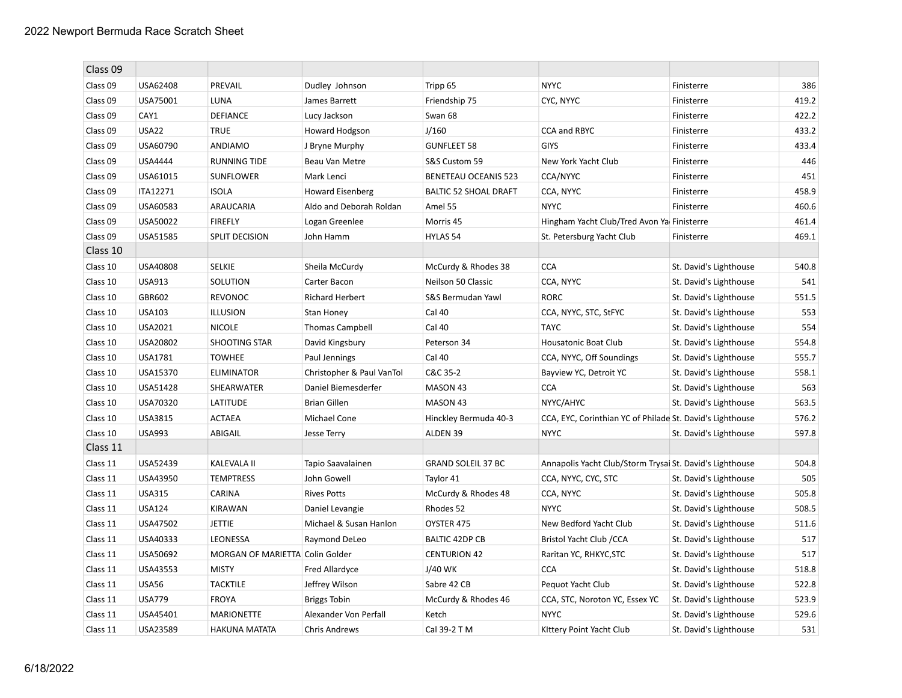2022 Newport Bermuda Race Scratch Sheet

| Class 09 | | | | | | | |
|---|---|---|---|---|---|---|---|
| Class 09 | USA62408 | PREVAIL | Dudley Johnson | Tripp 65 | NYYC | Finisterre | 386 |
| Class 09 | USA75001 | LUNA | James Barrett | Friendship 75 | CYC, NYYC | Finisterre | 419.2 |
| Class 09 | CAY1 | DEFIANCE | Lucy Jackson | Swan 68 | | Finisterre | 422.2 |
| Class 09 | USA22 | TRUE | Howard Hodgson | J/160 | CCA and RBYC | Finisterre | 433.2 |
| Class 09 | USA60790 | ANDIAMO | J Bryne Murphy | GUNFLEET 58 | GIYS | Finisterre | 433.4 |
| Class 09 | USA4444 | RUNNING TIDE | Beau Van Metre | S&S Custom 59 | New York Yacht Club | Finisterre | 446 |
| Class 09 | USA61015 | SUNFLOWER | Mark Lenci | BENETEAU OCEANIS 523 | CCA/NYYC | Finisterre | 451 |
| Class 09 | ITA12271 | ISOLA | Howard Eisenberg | BALTIC 52 SHOAL DRAFT | CCA, NYYC | Finisterre | 458.9 |
| Class 09 | USA60583 | ARAUCARIA | Aldo and Deborah Roldan | Amel 55 | NYYC | Finisterre | 460.6 |
| Class 09 | USA50022 | FIREFLY | Logan Greenlee | Morris 45 | Hingham Yacht Club/Tred Avon Ya | Finisterre | 461.4 |
| Class 09 | USA51585 | SPLIT DECISION | John Hamm | HYLAS 54 | St. Petersburg Yacht Club | Finisterre | 469.1 |
| Class 10 | | | | | | | |
| Class 10 | USA40808 | SELKIE | Sheila McCurdy | McCurdy & Rhodes 38 | CCA | St. David's Lighthouse | 540.8 |
| Class 10 | USA913 | SOLUTION | Carter Bacon | Neilson 50 Classic | CCA, NYYC | St. David's Lighthouse | 541 |
| Class 10 | GBR602 | REVONOC | Richard Herbert | S&S Bermudan Yawl | RORC | St. David's Lighthouse | 551.5 |
| Class 10 | USA103 | ILLUSION | Stan Honey | Cal 40 | CCA, NYYC, STC, StFYC | St. David's Lighthouse | 553 |
| Class 10 | USA2021 | NICOLE | Thomas Campbell | Cal 40 | TAYC | St. David's Lighthouse | 554 |
| Class 10 | USA20802 | SHOOTING STAR | David Kingsbury | Peterson 34 | Housatonic Boat Club | St. David's Lighthouse | 554.8 |
| Class 10 | USA1781 | TOWHEE | Paul Jennings | Cal 40 | CCA, NYYC, Off Soundings | St. David's Lighthouse | 555.7 |
| Class 10 | USA15370 | ELIMINATOR | Christopher & Paul VanTol | C&C 35-2 | Bayview YC, Detroit YC | St. David's Lighthouse | 558.1 |
| Class 10 | USA51428 | SHEARWATER | Daniel Biemesderfer | MASON 43 | CCA | St. David's Lighthouse | 563 |
| Class 10 | USA70320 | LATITUDE | Brian Gillen | MASON 43 | NYYC/AHYC | St. David's Lighthouse | 563.5 |
| Class 10 | USA3815 | ACTAEA | Michael Cone | Hinckley Bermuda 40-3 | CCA, EYC, Corinthian YC of Philade | St. David's Lighthouse | 576.2 |
| Class 10 | USA993 | ABIGAIL | Jesse Terry | ALDEN 39 | NYYC | St. David's Lighthouse | 597.8 |
| Class 11 | | | | | | | |
| Class 11 | USA52439 | KALEVALA II | Tapio Saavalainen | GRAND SOLEIL 37 BC | Annapolis Yacht Club/Storm Trysai | St. David's Lighthouse | 504.8 |
| Class 11 | USA43950 | TEMPTRESS | John Gowell | Taylor 41 | CCA, NYYC, CYC, STC | St. David's Lighthouse | 505 |
| Class 11 | USA315 | CARINA | Rives Potts | McCurdy & Rhodes 48 | CCA, NYYC | St. David's Lighthouse | 505.8 |
| Class 11 | USA124 | KIRAWAN | Daniel Levangie | Rhodes 52 | NYYC | St. David's Lighthouse | 508.5 |
| Class 11 | USA47502 | JETTIE | Michael & Susan Hanlon | OYSTER 475 | New Bedford Yacht Club | St. David's Lighthouse | 511.6 |
| Class 11 | USA40333 | LEONESSA | Raymond DeLeo | BALTIC 42DP CB | Bristol Yacht Club /CCA | St. David's Lighthouse | 517 |
| Class 11 | USA50692 | MORGAN OF MARIETTA | Colin Golder | CENTURION 42 | Raritan YC, RHKYC,STC | St. David's Lighthouse | 517 |
| Class 11 | USA43553 | MISTY | Fred Allardyce | J/40 WK | CCA | St. David's Lighthouse | 518.8 |
| Class 11 | USA56 | TACKTILE | Jeffrey Wilson | Sabre 42 CB | Pequot Yacht Club | St. David's Lighthouse | 522.8 |
| Class 11 | USA779 | FROYA | Briggs Tobin | McCurdy & Rhodes 46 | CCA, STC, Noroton YC, Essex YC | St. David's Lighthouse | 523.9 |
| Class 11 | USA45401 | MARIONETTE | Alexander Von Perfall | Ketch | NYYC | St. David's Lighthouse | 529.6 |
| Class 11 | USA23589 | HAKUNA MATATA | Chris Andrews | Cal 39-2 T M | KIttery Point Yacht Club | St. David's Lighthouse | 531 |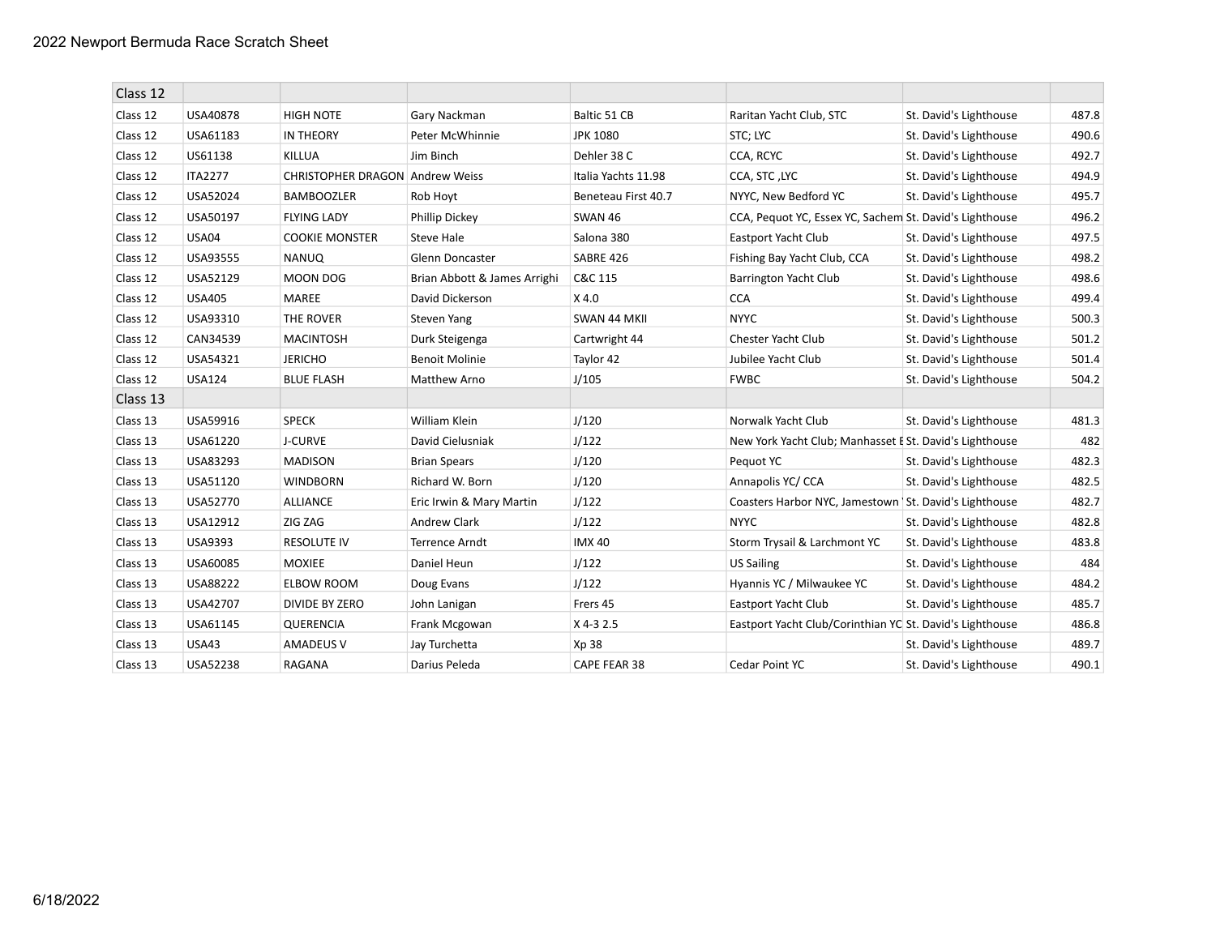# 2022 Newport Bermuda Race Scratch Sheet

| Class 12 | | | | | | | |
|---|---|---|---|---|---|---|---|
| Class 12 | USA40878 | HIGH NOTE | Gary Nackman | Baltic 51 CB | Raritan Yacht Club, STC | St. David's Lighthouse | 487.8 |
| Class 12 | USA61183 | IN THEORY | Peter McWhinnie | JPK 1080 | STC; LYC | St. David's Lighthouse | 490.6 |
| Class 12 | US61138 | KILLUA | Jim Binch | Dehler 38 C | CCA, RCYC | St. David's Lighthouse | 492.7 |
| Class 12 | ITA2277 | CHRISTOPHER DRAGON | Andrew Weiss | Italia Yachts 11.98 | CCA, STC ,LYC | St. David's Lighthouse | 494.9 |
| Class 12 | USA52024 | BAMBOOZLER | Rob Hoyt | Beneteau First 40.7 | NYYC, New Bedford YC | St. David's Lighthouse | 495.7 |
| Class 12 | USA50197 | FLYING LADY | Phillip Dickey | SWAN 46 | CCA, Pequot YC, Essex YC, Sachem | St. David's Lighthouse | 496.2 |
| Class 12 | USA04 | COOKIE MONSTER | Steve Hale | Salona 380 | Eastport Yacht Club | St. David's Lighthouse | 497.5 |
| Class 12 | USA93555 | NANUQ | Glenn Doncaster | SABRE 426 | Fishing Bay Yacht Club, CCA | St. David's Lighthouse | 498.2 |
| Class 12 | USA52129 | MOON DOG | Brian Abbott & James Arrighi | C&C 115 | Barrington Yacht Club | St. David's Lighthouse | 498.6 |
| Class 12 | USA405 | MAREE | David Dickerson | X 4.0 | CCA | St. David's Lighthouse | 499.4 |
| Class 12 | USA93310 | THE ROVER | Steven Yang | SWAN 44 MKII | NYYC | St. David's Lighthouse | 500.3 |
| Class 12 | CAN34539 | MACINTOSH | Durk Steigenga | Cartwright 44 | Chester Yacht Club | St. David's Lighthouse | 501.2 |
| Class 12 | USA54321 | JERICHO | Benoit Molinie | Taylor 42 | Jubilee Yacht Club | St. David's Lighthouse | 501.4 |
| Class 12 | USA124 | BLUE FLASH | Matthew Arno | J/105 | FWBC | St. David's Lighthouse | 504.2 |
| Class 13 | | | | | | | |
| Class 13 | USA59916 | SPECK | William Klein | J/120 | Norwalk Yacht Club | St. David's Lighthouse | 481.3 |
| Class 13 | USA61220 | J-CURVE | David Cielusniak | J/122 | New York Yacht Club; Manhasset E | St. David's Lighthouse | 482 |
| Class 13 | USA83293 | MADISON | Brian Spears | J/120 | Pequot YC | St. David's Lighthouse | 482.3 |
| Class 13 | USA51120 | WINDBORN | Richard W. Born | J/120 | Annapolis YC/ CCA | St. David's Lighthouse | 482.5 |
| Class 13 | USA52770 | ALLIANCE | Eric Irwin & Mary Martin | J/122 | Coasters Harbor NYC, Jamestown ' | St. David's Lighthouse | 482.7 |
| Class 13 | USA12912 | ZIG ZAG | Andrew Clark | J/122 | NYYC | St. David's Lighthouse | 482.8 |
| Class 13 | USA9393 | RESOLUTE IV | Terrence Arndt | IMX 40 | Storm Trysail & Larchmont YC | St. David's Lighthouse | 483.8 |
| Class 13 | USA60085 | MOXIEE | Daniel Heun | J/122 | US Sailing | St. David's Lighthouse | 484 |
| Class 13 | USA88222 | ELBOW ROOM | Doug Evans | J/122 | Hyannis YC / Milwaukee YC | St. David's Lighthouse | 484.2 |
| Class 13 | USA42707 | DIVIDE BY ZERO | John Lanigan | Frers 45 | Eastport Yacht Club | St. David's Lighthouse | 485.7 |
| Class 13 | USA61145 | QUERENCIA | Frank Mcgowan | X 4-3 2.5 | Eastport Yacht Club/Corinthian YC | St. David's Lighthouse | 486.8 |
| Class 13 | USA43 | AMADEUS V | Jay Turchetta | Xp 38 | | St. David's Lighthouse | 489.7 |
| Class 13 | USA52238 | RAGANA | Darius Peleda | CAPE FEAR 38 | Cedar Point YC | St. David's Lighthouse | 490.1 |

6/18/2022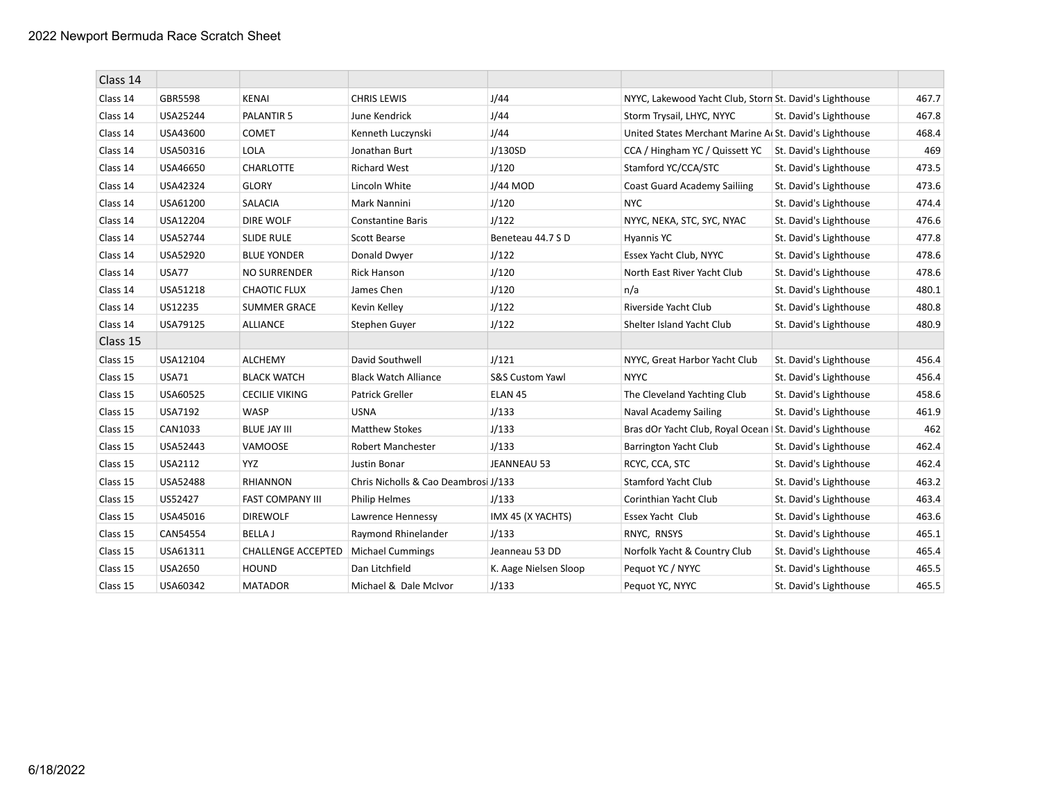2022 Newport Bermuda Race Scratch Sheet

| Class 14 | | | | | | | |
|---|---|---|---|---|---|---|---|
| Class 14 | GBR5598 | KENAI | CHRIS LEWIS | J/44 | NYYC, Lakewood Yacht Club, Storm | St. David's Lighthouse | 467.7 |
| Class 14 | USA25244 | PALANTIR 5 | June Kendrick | J/44 | Storm Trysail, LHYC, NYYC | St. David's Lighthouse | 467.8 |
| Class 14 | USA43600 | COMET | Kenneth Luczynski | J/44 | United States Merchant Marine A | St. David's Lighthouse | 468.4 |
| Class 14 | USA50316 | LOLA | Jonathan Burt | J/130SD | CCA / Hingham YC / Quissett YC | St. David's Lighthouse | 469 |
| Class 14 | USA46650 | CHARLOTTE | Richard West | J/120 | Stamford YC/CCA/STC | St. David's Lighthouse | 473.5 |
| Class 14 | USA42324 | GLORY | Lincoln White | J/44 MOD | Coast Guard Academy Sailiing | St. David's Lighthouse | 473.6 |
| Class 14 | USA61200 | SALACIA | Mark Nannini | J/120 | NYC | St. David's Lighthouse | 474.4 |
| Class 14 | USA12204 | DIRE WOLF | Constantine Baris | J/122 | NYYC, NEKA, STC, SYC, NYAC | St. David's Lighthouse | 476.6 |
| Class 14 | USA52744 | SLIDE RULE | Scott Bearse | Beneteau 44.7 S D | Hyannis YC | St. David's Lighthouse | 477.8 |
| Class 14 | USA52920 | BLUE YONDER | Donald Dwyer | J/122 | Essex Yacht Club, NYYC | St. David's Lighthouse | 478.6 |
| Class 14 | USA77 | NO SURRENDER | Rick Hanson | J/120 | North East River Yacht Club | St. David's Lighthouse | 478.6 |
| Class 14 | USA51218 | CHAOTIC FLUX | James Chen | J/120 | n/a | St. David's Lighthouse | 480.1 |
| Class 14 | US12235 | SUMMER GRACE | Kevin Kelley | J/122 | Riverside Yacht Club | St. David's Lighthouse | 480.8 |
| Class 14 | USA79125 | ALLIANCE | Stephen Guyer | J/122 | Shelter Island Yacht Club | St. David's Lighthouse | 480.9 |
| Class 15 | | | | | | | |
| Class 15 | USA12104 | ALCHEMY | David Southwell | J/121 | NYYC, Great Harbor Yacht Club | St. David's Lighthouse | 456.4 |
| Class 15 | USA71 | BLACK WATCH | Black Watch Alliance | S&S Custom Yawl | NYYC | St. David's Lighthouse | 456.4 |
| Class 15 | USA60525 | CECILIE VIKING | Patrick Greller | ELAN 45 | The Cleveland Yachting Club | St. David's Lighthouse | 458.6 |
| Class 15 | USA7192 | WASP | USNA | J/133 | Naval Academy Sailing | St. David's Lighthouse | 461.9 |
| Class 15 | CAN1033 | BLUE JAY III | Matthew Stokes | J/133 | Bras dOr Yacht Club, Royal Ocean | St. David's Lighthouse | 462 |
| Class 15 | USA52443 | VAMOOSE | Robert Manchester | J/133 | Barrington Yacht Club | St. David's Lighthouse | 462.4 |
| Class 15 | USA2112 | YYZ | Justin Bonar | JEANNEAU 53 | RCYC, CCA, STC | St. David's Lighthouse | 462.4 |
| Class 15 | USA52488 | RHIANNON | Chris Nicholls & Cao Deambrosi | J/133 | Stamford Yacht Club | St. David's Lighthouse | 463.2 |
| Class 15 | US52427 | FAST COMPANY III | Philip Helmes | J/133 | Corinthian Yacht Club | St. David's Lighthouse | 463.4 |
| Class 15 | USA45016 | DIREWOLF | Lawrence Hennessy | IMX 45 (X YACHTS) | Essex Yacht Club | St. David's Lighthouse | 463.6 |
| Class 15 | CAN54554 | BELLA J | Raymond Rhinelander | J/133 | RNYC, RNSYS | St. David's Lighthouse | 465.1 |
| Class 15 | USA61311 | CHALLENGE ACCEPTED | Michael Cummings | Jeanneau 53 DD | Norfolk Yacht & Country Club | St. David's Lighthouse | 465.4 |
| Class 15 | USA2650 | HOUND | Dan Litchfield | K. Aage Nielsen Sloop | Pequot YC / NYYC | St. David's Lighthouse | 465.5 |
| Class 15 | USA60342 | MATADOR | Michael & Dale McIvor | J/133 | Pequot YC, NYYC | St. David's Lighthouse | 465.5 |

6/18/2022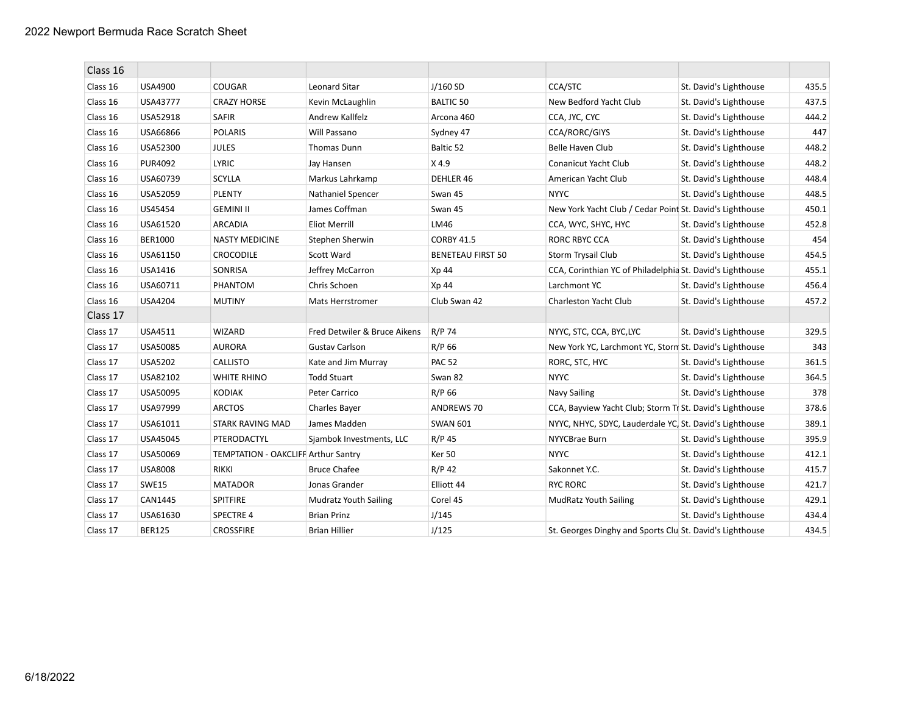| Class 16 | | | | | | | |
|---|---|---|---|---|---|---|---|
| Class 16 | USA4900 | COUGAR | Leonard Sitar | J/160 SD | CCA/STC | St. David's Lighthouse | 435.5 |
| Class 16 | USA43777 | CRAZY HORSE | Kevin McLaughlin | BALTIC 50 | New Bedford Yacht Club | St. David's Lighthouse | 437.5 |
| Class 16 | USA52918 | SAFIR | Andrew Kallfelz | Arcona 460 | CCA, JYC, CYC | St. David's Lighthouse | 444.2 |
| Class 16 | USA66866 | POLARIS | Will Passano | Sydney 47 | CCA/RORC/GIYS | St. David's Lighthouse | 447 |
| Class 16 | USA52300 | JULES | Thomas Dunn | Baltic 52 | Belle Haven Club | St. David's Lighthouse | 448.2 |
| Class 16 | PUR4092 | LYRIC | Jay Hansen | X 4.9 | Conanicut Yacht Club | St. David's Lighthouse | 448.2 |
| Class 16 | USA60739 | SCYLLA | Markus Lahrkamp | DEHLER 46 | American Yacht Club | St. David's Lighthouse | 448.4 |
| Class 16 | USA52059 | PLENTY | Nathaniel Spencer | Swan 45 | NYYC | St. David's Lighthouse | 448.5 |
| Class 16 | US45454 | GEMINI II | James Coffman | Swan 45 | New York Yacht Club / Cedar Point | St. David's Lighthouse | 450.1 |
| Class 16 | USA61520 | ARCADIA | Eliot Merrill | LM46 | CCA, WYC, SHYC, HYC | St. David's Lighthouse | 452.8 |
| Class 16 | BER1000 | NASTY MEDICINE | Stephen Sherwin | CORBY 41.5 | RORC RBYC CCA | St. David's Lighthouse | 454 |
| Class 16 | USA61150 | CROCODILE | Scott Ward | BENETEAU FIRST 50 | Storm Trysail Club | St. David's Lighthouse | 454.5 |
| Class 16 | USA1416 | SONRISA | Jeffrey McCarron | Xp 44 | CCA, Corinthian YC of Philadelphia | St. David's Lighthouse | 455.1 |
| Class 16 | USA60711 | PHANTOM | Chris Schoen | Xp 44 | Larchmont YC | St. David's Lighthouse | 456.4 |
| Class 16 | USA4204 | MUTINY | Mats Herrstromer | Club Swan 42 | Charleston Yacht Club | St. David's Lighthouse | 457.2 |
| Class 17 | | | | | | | |
| Class 17 | USA4511 | WIZARD | Fred Detwiler & Bruce Aikens | R/P 74 | NYYC, STC, CCA, BYC,LYC | St. David's Lighthouse | 329.5 |
| Class 17 | USA50085 | AURORA | Gustav Carlson | R/P 66 | New York YC, Larchmont YC, Storm | St. David's Lighthouse | 343 |
| Class 17 | USA5202 | CALLISTO | Kate and Jim Murray | PAC 52 | RORC, STC, HYC | St. David's Lighthouse | 361.5 |
| Class 17 | USA82102 | WHITE RHINO | Todd Stuart | Swan 82 | NYYC | St. David's Lighthouse | 364.5 |
| Class 17 | USA50095 | KODIAK | Peter Carrico | R/P 66 | Navy Sailing | St. David's Lighthouse | 378 |
| Class 17 | USA97999 | ARCTOS | Charles Bayer | ANDREWS 70 | CCA, Bayview Yacht Club; Storm Tr | St. David's Lighthouse | 378.6 |
| Class 17 | USA61011 | STARK RAVING MAD | James Madden | SWAN 601 | NYYC, NHYC, SDYC, Lauderdale YC, | St. David's Lighthouse | 389.1 |
| Class 17 | USA45045 | PTERODACTYL | Sjambok Investments, LLC | R/P 45 | NYYCBrae Burn | St. David's Lighthouse | 395.9 |
| Class 17 | USA50069 | TEMPTATION - OAKCLIFF | Arthur Santry | Ker 50 | NYYC | St. David's Lighthouse | 412.1 |
| Class 17 | USA8008 | RIKKI | Bruce Chafee | R/P 42 | Sakonnet Y.C. | St. David's Lighthouse | 415.7 |
| Class 17 | SWE15 | MATADOR | Jonas Grander | Elliott 44 | RYC RORC | St. David's Lighthouse | 421.7 |
| Class 17 | CAN1445 | SPITFIRE | Mudratz Youth Sailing | Corel 45 | MudRatz Youth Sailing | St. David's Lighthouse | 429.1 |
| Class 17 | USA61630 | SPECTRE 4 | Brian Prinz | J/145 | | St. David's Lighthouse | 434.4 |
| Class 17 | BER125 | CROSSFIRE | Brian Hillier | J/125 | St. Georges Dinghy and Sports Clu | St. David's Lighthouse | 434.5 |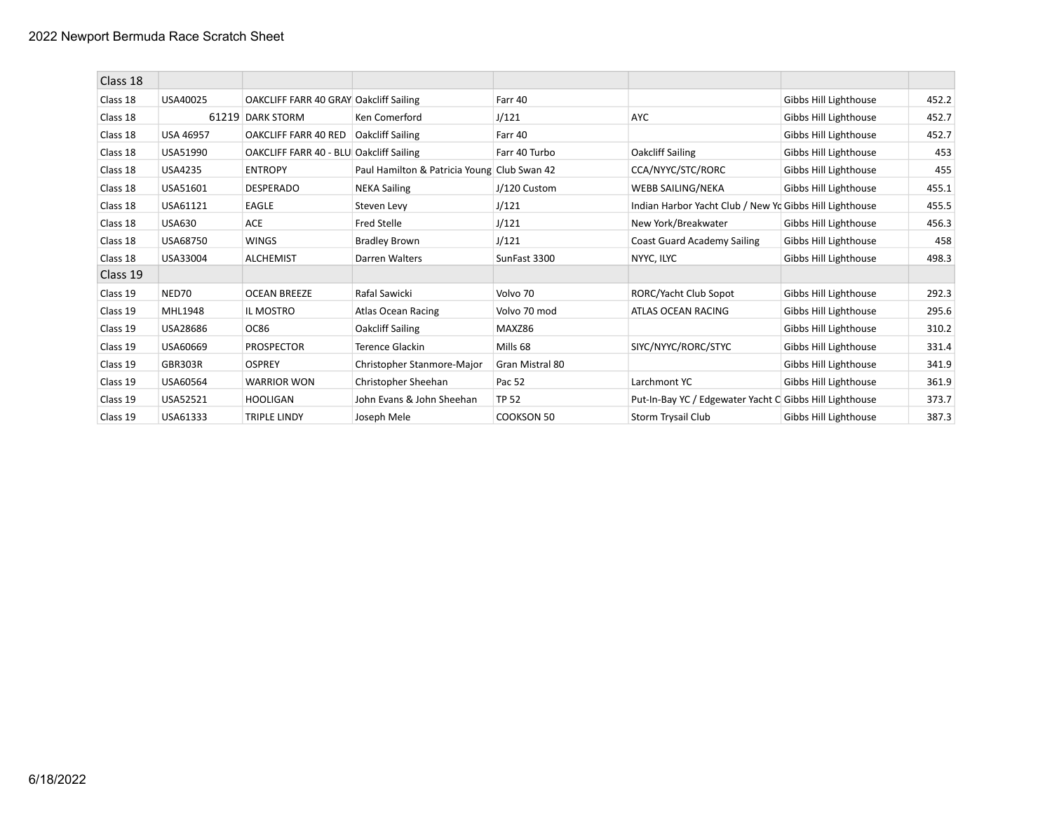# 2022 Newport Bermuda Race Scratch Sheet

| | | | | | | | |
|---|---|---|---|---|---|---|---|
| Class 18 | | | | | | | |
| Class 18 | USA40025 | OAKCLIFF FARR 40 GRAY | Oakcliff Sailing | Farr 40 | | Gibbs Hill Lighthouse | 452.2 |
| Class 18 | 61219 | DARK STORM | Ken Comerford | J/121 | AYC | Gibbs Hill Lighthouse | 452.7 |
| Class 18 | USA 46957 | OAKCLIFF FARR 40 RED | Oakcliff Sailing | Farr 40 | | Gibbs Hill Lighthouse | 452.7 |
| Class 18 | USA51990 | OAKCLIFF FARR 40 - BLU | Oakcliff Sailing | Farr 40 Turbo | Oakcliff Sailing | Gibbs Hill Lighthouse | 453 |
| Class 18 | USA4235 | ENTROPY | Paul Hamilton & Patricia Young | Club Swan 42 | CCA/NYYC/STC/RORC | Gibbs Hill Lighthouse | 455 |
| Class 18 | USA51601 | DESPERADO | NEKA Sailing | J/120 Custom | WEBB SAILING/NEKA | Gibbs Hill Lighthouse | 455.1 |
| Class 18 | USA61121 | EAGLE | Steven Levy | J/121 | Indian Harbor Yacht Club / New Yo | Gibbs Hill Lighthouse | 455.5 |
| Class 18 | USA630 | ACE | Fred Stelle | J/121 | New York/Breakwater | Gibbs Hill Lighthouse | 456.3 |
| Class 18 | USA68750 | WINGS | Bradley Brown | J/121 | Coast Guard Academy Sailing | Gibbs Hill Lighthouse | 458 |
| Class 18 | USA33004 | ALCHEMIST | Darren Walters | SunFast 3300 | NYYC, ILYC | Gibbs Hill Lighthouse | 498.3 |
| Class 19 | | | | | | | |
| Class 19 | NED70 | OCEAN BREEZE | Rafal Sawicki | Volvo 70 | RORC/Yacht Club Sopot | Gibbs Hill Lighthouse | 292.3 |
| Class 19 | MHL1948 | IL MOSTRO | Atlas Ocean Racing | Volvo 70 mod | ATLAS OCEAN RACING | Gibbs Hill Lighthouse | 295.6 |
| Class 19 | USA28686 | OC86 | Oakcliff Sailing | MAXZ86 | | Gibbs Hill Lighthouse | 310.2 |
| Class 19 | USA60669 | PROSPECTOR | Terence Glackin | Mills 68 | SIYC/NYYC/RORC/STYC | Gibbs Hill Lighthouse | 331.4 |
| Class 19 | GBR303R | OSPREY | Christopher Stanmore-Major | Gran Mistral 80 | | Gibbs Hill Lighthouse | 341.9 |
| Class 19 | USA60564 | WARRIOR WON | Christopher Sheehan | Pac 52 | Larchmont YC | Gibbs Hill Lighthouse | 361.9 |
| Class 19 | USA52521 | HOOLIGAN | John Evans & John Sheehan | TP 52 | Put-In-Bay YC / Edgewater Yacht C | Gibbs Hill Lighthouse | 373.7 |
| Class 19 | USA61333 | TRIPLE LINDY | Joseph Mele | COOKSON 50 | Storm Trysail Club | Gibbs Hill Lighthouse | 387.3 |

6/18/2022